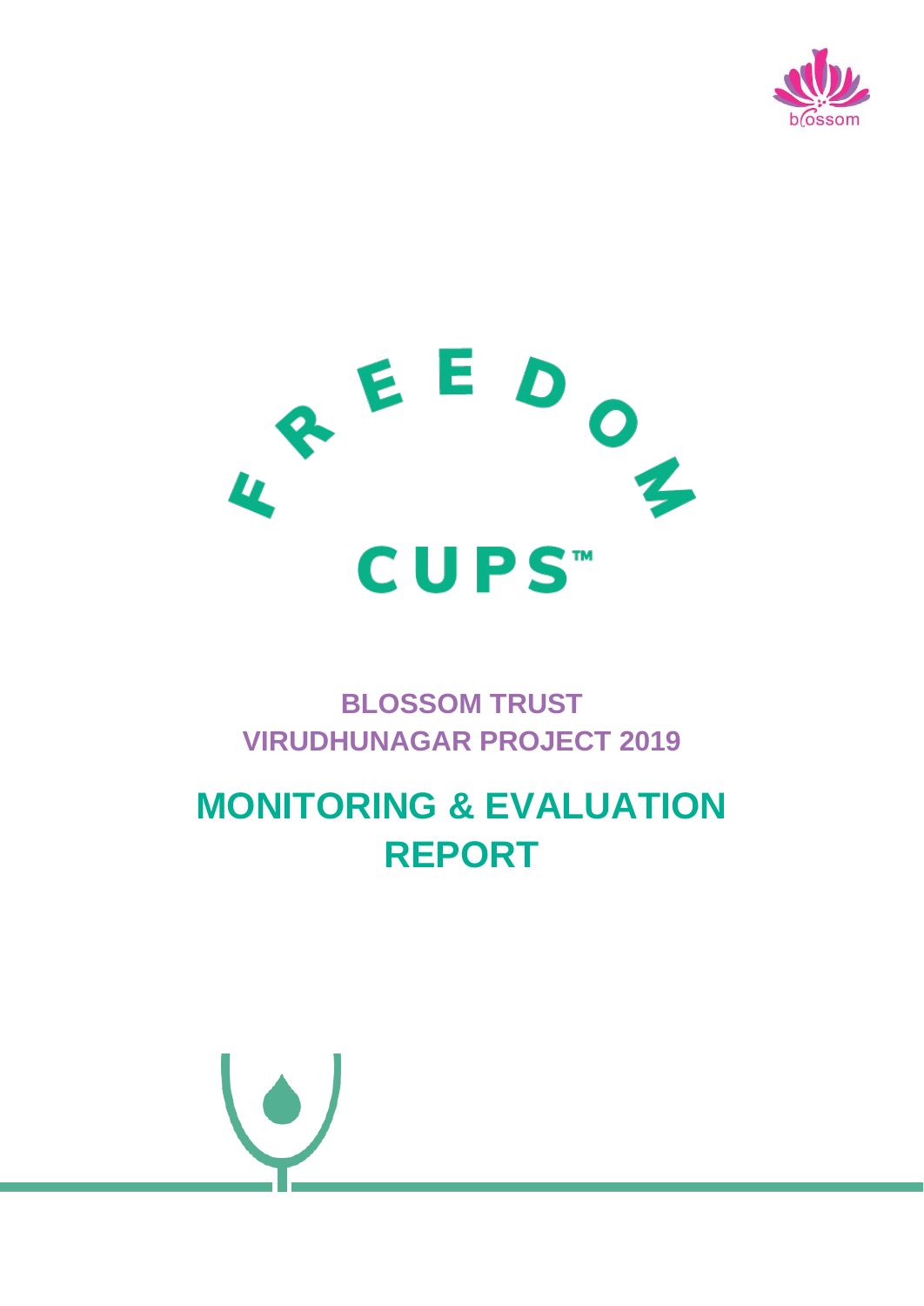blossom

FREEDOM CUPS™

**BLOSSOM TRUST**
**VIRUDHUNAGAR PROJECT 2019**

# MONITORING & EVALUATION REPORT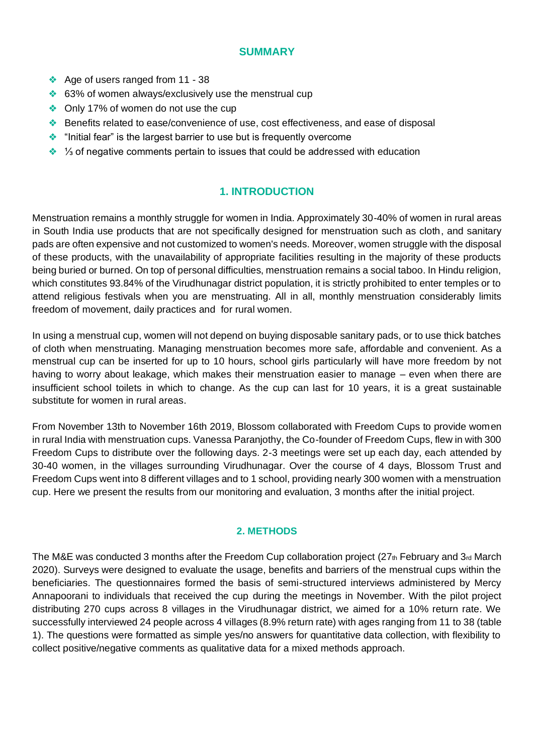## SUMMARY

- Age of users ranged from 11 - 38
- 63% of women always/exclusively use the menstrual cup
- Only 17% of women do not use the cup
- Benefits related to ease/convenience of use, cost effectiveness, and ease of disposal
- "Initial fear" is the largest barrier to use but is frequently overcome
- ⅓ of negative comments pertain to issues that could be addressed with education

## 1. INTRODUCTION

Menstruation remains a monthly struggle for women in India. Approximately 30-40% of women in rural areas in South India use products that are not specifically designed for menstruation such as cloth, and sanitary pads are often expensive and not customized to women's needs. Moreover, women struggle with the disposal of these products, with the unavailability of appropriate facilities resulting in the majority of these products being buried or burned. On top of personal difficulties, menstruation remains a social taboo. In Hindu religion, which constitutes 93.84% of the Virudhunagar district population, it is strictly prohibited to enter temples or to attend religious festivals when you are menstruating. All in all, monthly menstruation considerably limits freedom of movement, daily practices and for rural women.

In using a menstrual cup, women will not depend on buying disposable sanitary pads, or to use thick batches of cloth when menstruating. Managing menstruation becomes more safe, affordable and convenient. As a menstrual cup can be inserted for up to 10 hours, school girls particularly will have more freedom by not having to worry about leakage, which makes their menstruation easier to manage – even when there are insufficient school toilets in which to change. As the cup can last for 10 years, it is a great sustainable substitute for women in rural areas.

From November 13th to November 16th 2019, Blossom collaborated with Freedom Cups to provide women in rural India with menstruation cups. Vanessa Paranjothy, the Co-founder of Freedom Cups, flew in with 300 Freedom Cups to distribute over the following days. 2-3 meetings were set up each day, each attended by 30-40 women, in the villages surrounding Virudhunagar. Over the course of 4 days, Blossom Trust and Freedom Cups went into 8 different villages and to 1 school, providing nearly 300 women with a menstruation cup. Here we present the results from our monitoring and evaluation, 3 months after the initial project.

## 2. METHODS

The M&E was conducted 3 months after the Freedom Cup collaboration project (27th February and 3rd March 2020). Surveys were designed to evaluate the usage, benefits and barriers of the menstrual cups within the beneficiaries. The questionnaires formed the basis of semi-structured interviews administered by Mercy Annapoorani to individuals that received the cup during the meetings in November. With the pilot project distributing 270 cups across 8 villages in the Virudhunagar district, we aimed for a 10% return rate. We successfully interviewed 24 people across 4 villages (8.9% return rate) with ages ranging from 11 to 38 (table 1). The questions were formatted as simple yes/no answers for quantitative data collection, with flexibility to collect positive/negative comments as qualitative data for a mixed methods approach.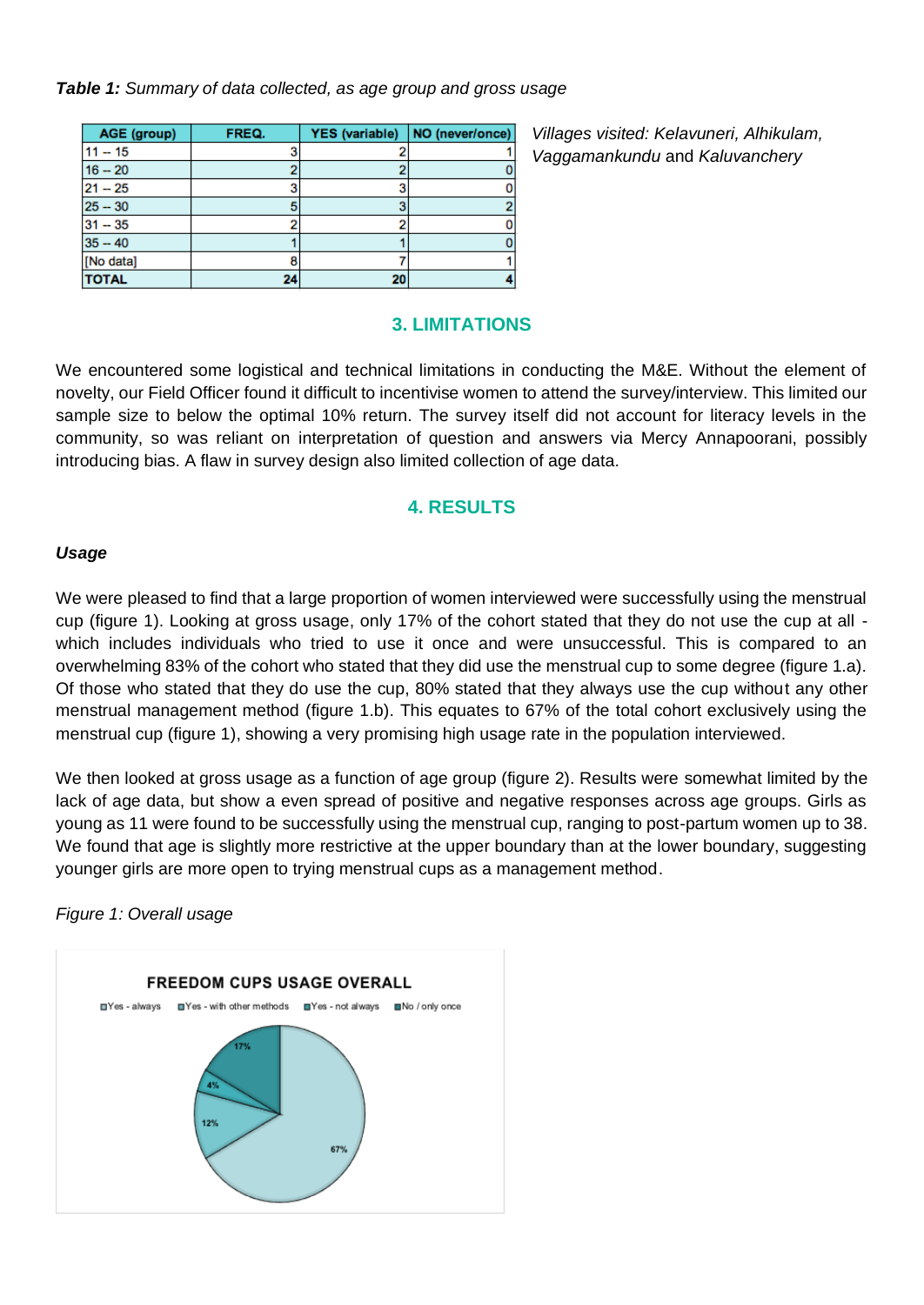***Table 1:*** *Summary of data collected, as age group and gross usage*

| AGE (group) | FREQ. | YES (variable) | NO (never/once) |
|---|---|---|---|
| 11 – 15 | 3 | 2 | 1 |
| 16 – 20 | 2 | 2 | 0 |
| 21 – 25 | 3 | 3 | 0 |
| 25 – 30 | 5 | 3 | 2 |
| 31 – 35 | 2 | 2 | 0 |
| 35 – 40 | 1 | 1 | 0 |
| [No data] | 8 | 7 | 1 |
| **TOTAL** | **24** | **20** | **4** |

*Villages visited: Kelavuneri, Alhikulam, Vaggamankundu* and *Kaluvanchery*

## 3. LIMITATIONS

We encountered some logistical and technical limitations in conducting the M&E. Without the element of novelty, our Field Officer found it difficult to incentivise women to attend the survey/interview. This limited our sample size to below the optimal 10% return. The survey itself did not account for literacy levels in the community, so was reliant on interpretation of question and answers via Mercy Annapoorani, possibly introducing bias. A flaw in survey design also limited collection of age data.

## 4. RESULTS

***Usage***

We were pleased to find that a large proportion of women interviewed were successfully using the menstrual cup (figure 1). Looking at gross usage, only 17% of the cohort stated that they do not use the cup at all - which includes individuals who tried to use it once and were unsuccessful. This is compared to an overwhelming 83% of the cohort who stated that they did use the menstrual cup to some degree (figure 1.a). Of those who stated that they do use the cup, 80% stated that they always use the cup without any other menstrual management method (figure 1.b). This equates to 67% of the total cohort exclusively using the menstrual cup (figure 1), showing a very promising high usage rate in the population interviewed.

We then looked at gross usage as a function of age group (figure 2). Results were somewhat limited by the lack of age data, but show a even spread of positive and negative responses across age groups. Girls as young as 11 were found to be successfully using the menstrual cup, ranging to post-partum women up to 38. We found that age is slightly more restrictive at the upper boundary than at the lower boundary, suggesting younger girls are more open to trying menstrual cups as a management method.

*Figure 1: Overall usage*

**FREEDOM CUPS USAGE OVERALL**

Yes - always | Yes - with other methods | Yes - not always | No / only once

67% | 12% | 4% | 17%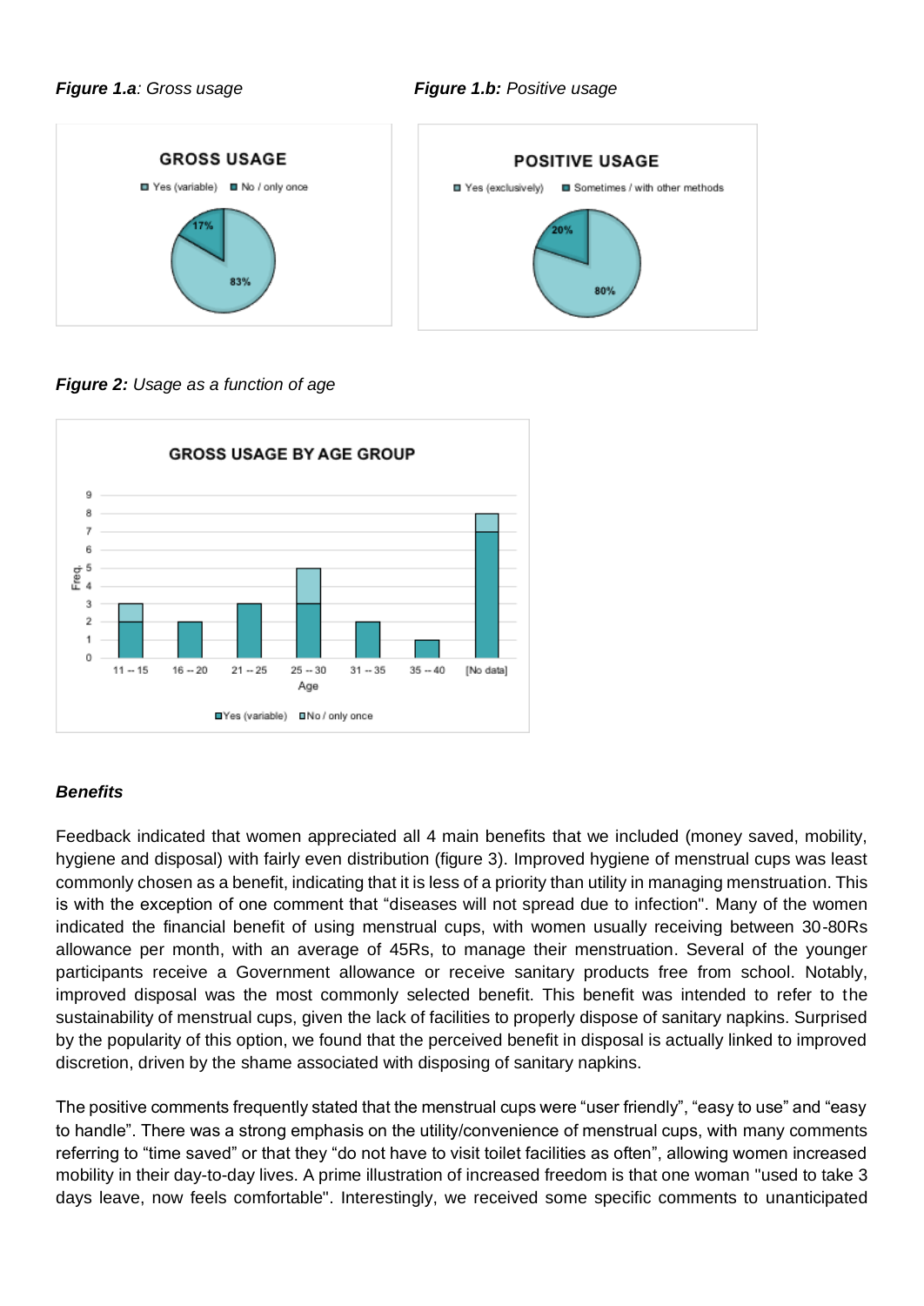***Figure 1.a**: Gross usage*

***Figure 1.b:** Positive usage*

***Figure 2:** Usage as a function of age*

### *Benefits*

Feedback indicated that women appreciated all 4 main benefits that we included (money saved, mobility, hygiene and disposal) with fairly even distribution (figure 3). Improved hygiene of menstrual cups was least commonly chosen as a benefit, indicating that it is less of a priority than utility in managing menstruation. This is with the exception of one comment that "diseases will not spread due to infection". Many of the women indicated the financial benefit of using menstrual cups, with women usually receiving between 30-80Rs allowance per month, with an average of 45Rs, to manage their menstruation. Several of the younger participants receive a Government allowance or receive sanitary products free from school. Notably, improved disposal was the most commonly selected benefit. This benefit was intended to refer to the sustainability of menstrual cups, given the lack of facilities to properly dispose of sanitary napkins. Surprised by the popularity of this option, we found that the perceived benefit in disposal is actually linked to improved discretion, driven by the shame associated with disposing of sanitary napkins.

The positive comments frequently stated that the menstrual cups were "user friendly", "easy to use" and "easy to handle". There was a strong emphasis on the utility/convenience of menstrual cups, with many comments referring to "time saved" or that they "do not have to visit toilet facilities as often", allowing women increased mobility in their day-to-day lives. A prime illustration of increased freedom is that one woman "used to take 3 days leave, now feels comfortable". Interestingly, we received some specific comments to unanticipated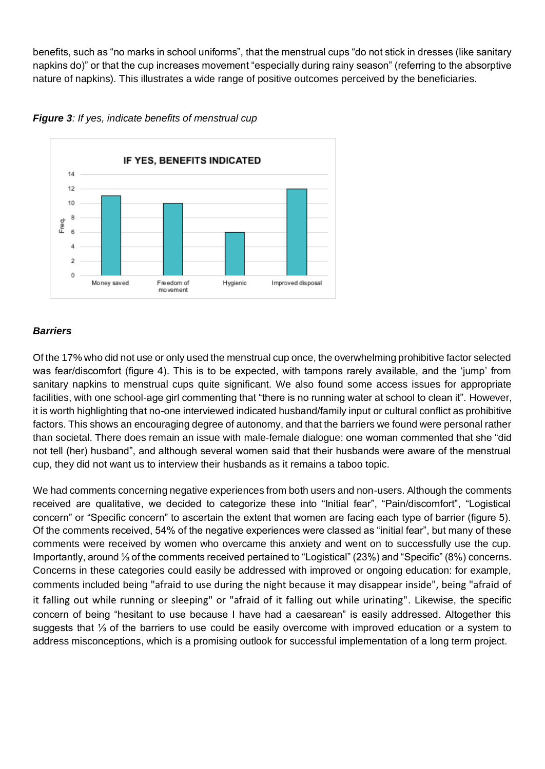benefits, such as "no marks in school uniforms", that the menstrual cups "do not stick in dresses (like sanitary napkins do)" or that the cup increases movement "especially during rainy season" (referring to the absorptive nature of napkins). This illustrates a wide range of positive outcomes perceived by the beneficiaries.

***Figure 3****: If yes, indicate benefits of menstrual cup*

### ***Barriers***

Of the 17% who did not use or only used the menstrual cup once, the overwhelming prohibitive factor selected was fear/discomfort (figure 4). This is to be expected, with tampons rarely available, and the 'jump' from sanitary napkins to menstrual cups quite significant. We also found some access issues for appropriate facilities, with one school-age girl commenting that "there is no running water at school to clean it". However, it is worth highlighting that no-one interviewed indicated husband/family input or cultural conflict as prohibitive factors. This shows an encouraging degree of autonomy, and that the barriers we found were personal rather than societal. There does remain an issue with male-female dialogue: one woman commented that she "did not tell (her) husband", and although several women said that their husbands were aware of the menstrual cup, they did not want us to interview their husbands as it remains a taboo topic.

We had comments concerning negative experiences from both users and non-users. Although the comments received are qualitative, we decided to categorize these into "Initial fear", "Pain/discomfort", "Logistical concern" or "Specific concern" to ascertain the extent that women are facing each type of barrier (figure 5). Of the comments received, 54% of the negative experiences were classed as "initial fear", but many of these comments were received by women who overcame this anxiety and went on to successfully use the cup. Importantly, around ⅓ of the comments received pertained to "Logistical" (23%) and "Specific" (8%) concerns. Concerns in these categories could easily be addressed with improved or ongoing education: for example, comments included being "afraid to use during the night because it may disappear inside", being "afraid of it falling out while running or sleeping" or "afraid of it falling out while urinating". Likewise, the specific concern of being "hesitant to use because I have had a caesarean" is easily addressed. Altogether this suggests that ⅓ of the barriers to use could be easily overcome with improved education or a system to address misconceptions, which is a promising outlook for successful implementation of a long term project.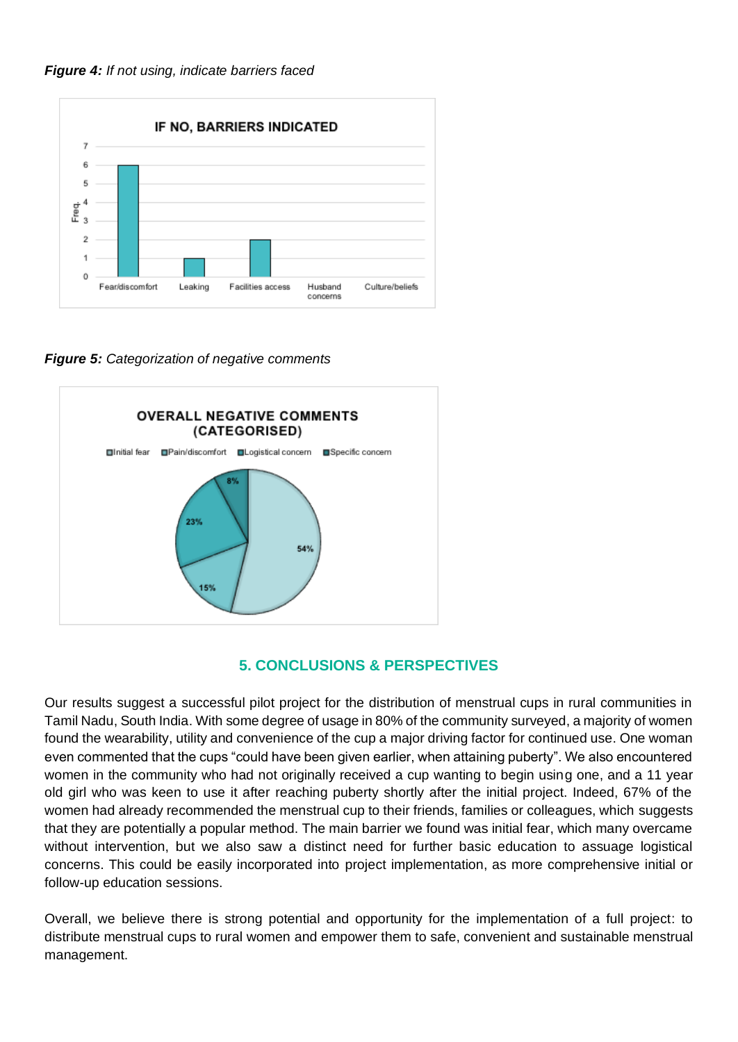***Figure 4:*** *If not using, indicate barriers faced*

IF NO, BARRIERS INDICATED

Freq.

7
6
5
4
3
2
1
0

Fear/discomfort
Leaking
Facilities access
Husband concerns
Culture/beliefs

***Figure 5:*** *Categorization of negative comments*

OVERALL NEGATIVE COMMENTS (CATEGORISED)

Initial fear
Pain/discomfort
Logistical concern
Specific concern

54%
15%
23%
8%

## 5. CONCLUSIONS & PERSPECTIVES

Our results suggest a successful pilot project for the distribution of menstrual cups in rural communities in Tamil Nadu, South India. With some degree of usage in 80% of the community surveyed, a majority of women found the wearability, utility and convenience of the cup a major driving factor for continued use. One woman even commented that the cups "could have been given earlier, when attaining puberty". We also encountered women in the community who had not originally received a cup wanting to begin using one, and a 11 year old girl who was keen to use it after reaching puberty shortly after the initial project. Indeed, 67% of the women had already recommended the menstrual cup to their friends, families or colleagues, which suggests that they are potentially a popular method. The main barrier we found was initial fear, which many overcame without intervention, but we also saw a distinct need for further basic education to assuage logistical concerns. This could be easily incorporated into project implementation, as more comprehensive initial or follow-up education sessions.

Overall, we believe there is strong potential and opportunity for the implementation of a full project: to distribute menstrual cups to rural women and empower them to safe, convenient and sustainable menstrual management.